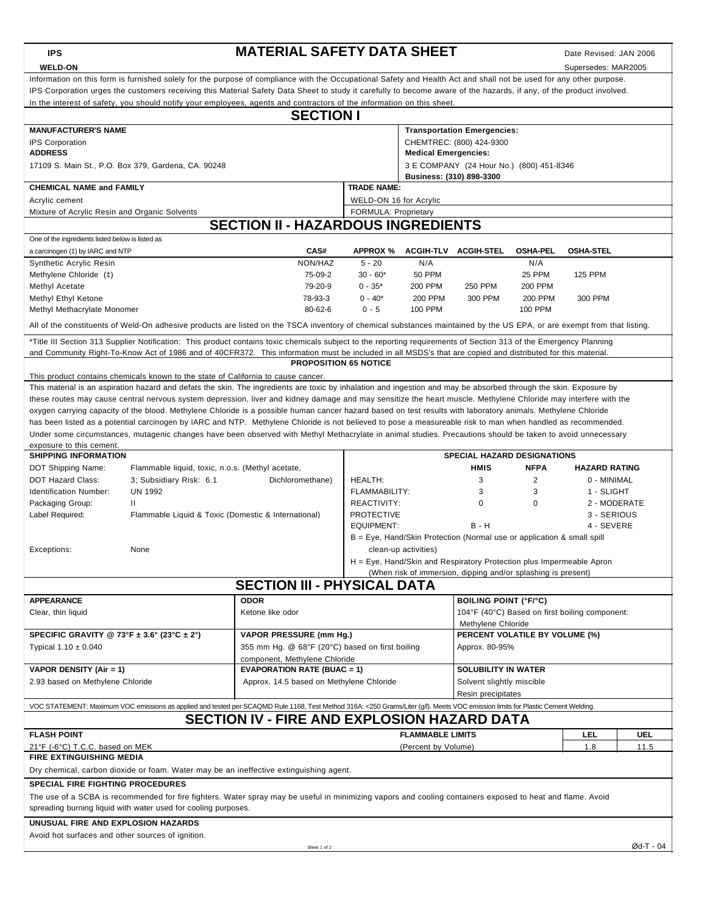**IPS**

**WELD-ON**

# MATERIAL SAFETY DATA SHEET

Date Revised: JAN 2006

Supersedes: MAR2005

Information on this form is furnished solely for the purpose of compliance with the Occupational Safety and Health Act and shall not be used for any other purpose. IPS Corporation urges the customers receiving this Material Safety Data Sheet to study it carefully to become aware of the hazards, if any, of the product involved. In the interest of safety, you should notify your employees, agents and contractors of the information on this sheet.

## SECTION I

**MANUFACTURER'S NAME**

IPS Corporation

**ADDRESS**

17109 S. Main St., P.O. Box 379, Gardena, CA. 90248

**Transportation Emergencies:**

CHEMTREC: (800) 424-9300

**Medical Emergencies:**

3 E COMPANY (24 Hour No.) (800) 451-8346

**Business: (310) 898-3300**

**CHEMICAL NAME and FAMILY**

Acrylic cement

Mixture of Acrylic Resin and Organic Solvents

**TRADE NAME:**

WELD-ON 16 for Acrylic

FORMULA: Proprietary

## SECTION II - HAZARDOUS INGREDIENTS

| One of the ingredients listed below is listed as a carcinogen (‡) by IARC and NTP | CAS# | APPROX % | ACGIH-TLV | ACGIH-STEL | OSHA-PEL | OSHA-STEL |
|---|---|---|---|---|---|---|
| Synthetic Acrylic Resin | NON/HAZ | 5 - 20 | N/A | | N/A | |
| Methylene Chloride (‡) | 75-09-2 | 30 - 60* | 50 PPM | | 25 PPM | 125 PPM |
| Methyl Acetate | 79-20-9 | 0 - 35* | 200 PPM | 250 PPM | 200 PPM | |
| Methyl Ethyl Ketone | 78-93-3 | 0 - 40* | 200 PPM | 300 PPM | 200 PPM | 300 PPM |
| Methyl Methacrylate Monomer | 80-62-6 | 0 - 5 | 100 PPM | | 100 PPM | |

All of the constituents of Weld-On adhesive products are listed on the TSCA inventory of chemical substances maintained by the US EPA, or are exempt from that listing.

*Title III Section 313 Supplier Notification: This product contains toxic chemicals subject to the reporting requirements of Section 313 of the Emergency Planning and Community Right-To-Know Act of 1986 and of 40CFR372. This information must be included in all MSDS's that are copied and distributed for this material.

**PROPOSITION 65 NOTICE**

This product contains chemicals known to the state of California to cause cancer.

This material is an aspiration hazard and defats the skin. The ingredients are toxic by inhalation and ingestion and may be absorbed through the skin. Exposure by these routes may cause central nervous system depression, liver and kidney damage and may sensitize the heart muscle. Methylene Chloride may interfere with the oxygen carrying capacity of the blood. Methylene Chloride is a possible human cancer hazard based on test results with laboratory animals. Methylene Chloride has been listed as a potential carcinogen by IARC and NTP. Methylene Chloride is not believed to pose a measureable risk to man when handled as recommended. Under some circumstances, mutagenic changes have been observed with Methyl Methacrylate in animal studies. Precautions should be taken to avoid unnecessary exposure to this cement.

**SHIPPING INFORMATION**

| | |
|---|---|
| DOT Shipping Name: | Flammable liquid, toxic, n.o.s. (Methyl acetate, Dichloromethane) |
| DOT Hazard Class: | 3; Subsidiary Risk: 6.1 |
| Identification Number: | UN 1992 |
| Packaging Group: | II |
| Label Required: | Flammable Liquid & Toxic (Domestic & International) |
| Exceptions: | None |

**SPECIAL HAZARD DESIGNATIONS**

| | HMIS | NFPA | HAZARD RATING |
|---|---|---|---|
| HEALTH: | 3 | 2 | 0 - MINIMAL |
| FLAMMABILITY: | 3 | 3 | 1 - SLIGHT |
| REACTIVITY: | 0 | 0 | 2 - MODERATE |
| PROTECTIVE | | | 3 - SERIOUS |
| EQUIPMENT: | B - H | | 4 - SEVERE |

B = Eye, Hand/Skin Protection (Normal use or application & small spill clean-up activities)

H = Eye, Hand/Skin and Respiratory Protection plus Impermeable Apron (When risk of immersion, dipping and/or splashing is present)

## SECTION III - PHYSICAL DATA

| | | |
|---|---|---|
| **APPEARANCE**<br>Clear, thin liquid | **ODOR**<br>Ketone like odor | **BOILING POINT (°F/°C)**<br>104°F (40°C) Based on first boiling component: Methylene Chloride |
| **SPECIFIC GRAVITY @ 73°F ± 3.6° (23°C ± 2°)**<br>Typical 1.10 ± 0.040 | **VAPOR PRESSURE (mm Hg.)**<br>355 mm Hg. @ 68°F (20°C) based on first boiling component, Methylene Chloride | **PERCENT VOLATILE BY VOLUME (%)**<br>Approx. 80-95% |
| **VAPOR DENSITY (Air = 1)**<br>2.93 based on Methylene Chloride | **EVAPORATION RATE (BUAC = 1)**<br>Approx. 14.5 based on Methylene Chloride | **SOLUBILITY IN WATER**<br>Solvent slightly miscible<br>Resin precipitates |

VOC STATEMENT: Maximum VOC emissions as applied and tested per SCAQMD Rule 1168, Test Method 316A: <250 Grams/Liter (g/l). Meets VOC emission limits for Plastic Cement Welding.

## SECTION IV - FIRE AND EXPLOSION HAZARD DATA

| FLASH POINT | FLAMMABLE LIMITS | LEL | UEL |
|---|---|---|---|
| 21°F (-6°C) T.C.C. based on MEK | (Percent by Volume) | 1.8 | 11.5 |

**FIRE EXTINGUISHING MEDIA**

Dry chemical, carbon dioxide or foam. Water may be an ineffective extinguishing agent.

**SPECIAL FIRE FIGHTING PROCEDURES**

The use of a SCBA is recommended for fire fighters. Water spray may be useful in minimizing vapors and cooling containers exposed to heat and flame. Avoid spreading burning liquid with water used for cooling purposes.

**UNUSUAL FIRE AND EXPLOSION HAZARDS**

Avoid hot surfaces and other sources of ignition.

Ød-T - 04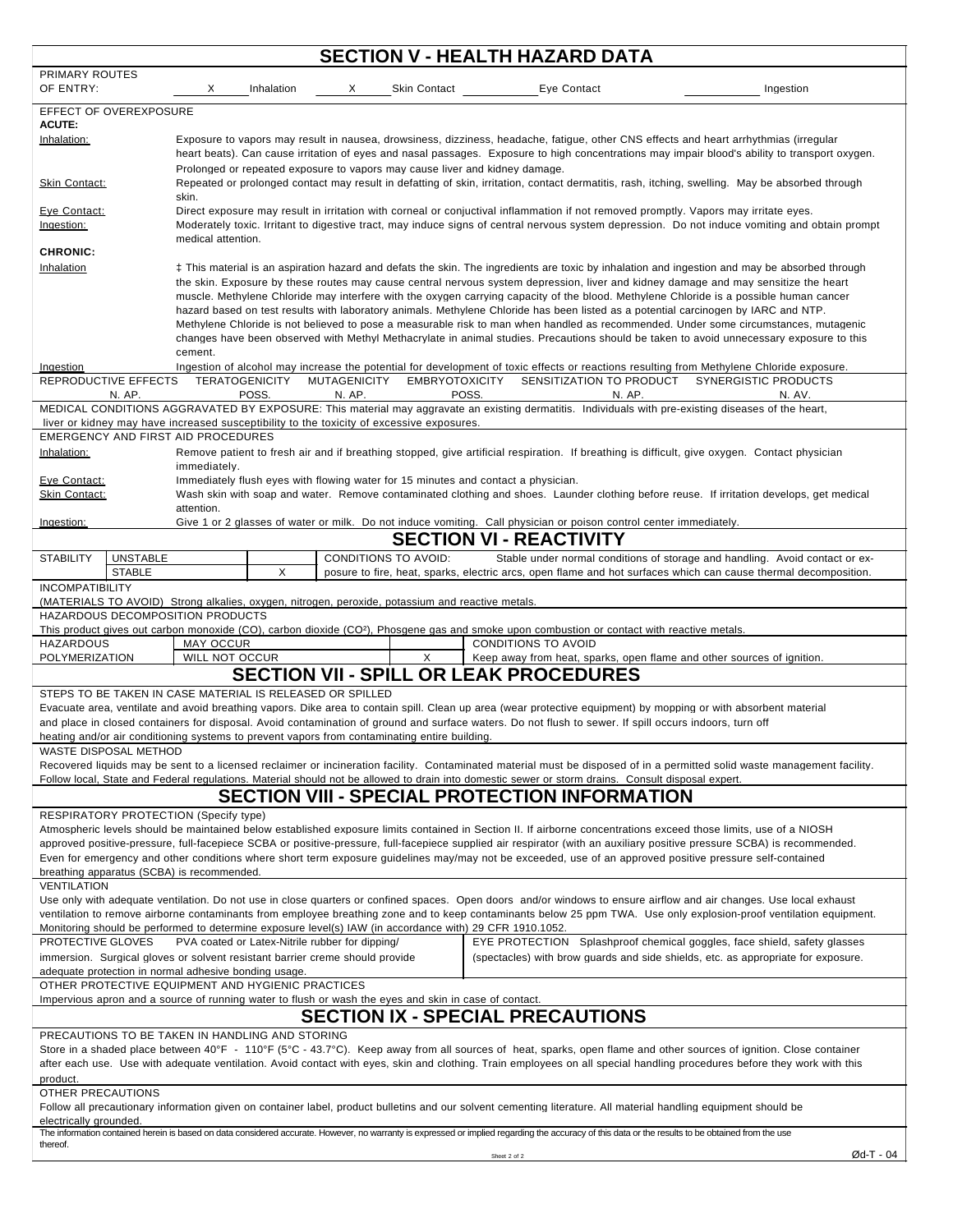## SECTION V - HEALTH HAZARD DATA

PRIMARY ROUTES OF ENTRY: X Inhalation  X Skin Contact  ___ Eye Contact  ___ Ingestion

EFFECT OF OVEREXPOSURE

**ACUTE:**

Inhalation: Exposure to vapors may result in nausea, drowsiness, dizziness, headache, fatigue, other CNS effects and heart arrhythmias (irregular heart beats). Can cause irritation of eyes and nasal passages. Exposure to high concentrations may impair blood's ability to transport oxygen. Prolonged or repeated exposure to vapors may cause liver and kidney damage.

Skin Contact: Repeated or prolonged contact may result in defatting of skin, irritation, contact dermatitis, rash, itching, swelling. May be absorbed through skin.

Eye Contact: Direct exposure may result in irritation with corneal or conjuctival inflammation if not removed promptly. Vapors may irritate eyes.

Ingestion: Moderately toxic. Irritant to digestive tract, may induce signs of central nervous system depression. Do not induce vomiting and obtain prompt medical attention.

**CHRONIC:**

Inhalation: ‡ This material is an aspiration hazard and defats the skin. The ingredients are toxic by inhalation and ingestion and may be absorbed through the skin. Exposure by these routes may cause central nervous system depression, liver and kidney damage and may sensitize the heart muscle. Methylene Chloride may interfere with the oxygen carrying capacity of the blood. Methylene Chloride is a possible human cancer hazard based on test results with laboratory animals. Methylene Chloride has been listed as a potential carcinogen by IARC and NTP. Methylene Chloride is not believed to pose a measurable risk to man when handled as recommended. Under some circumstances, mutagenic changes have been observed with Methyl Methacrylate in animal studies. Precautions should be taken to avoid unnecessary exposure to this cement.

Ingestion: Ingestion of alcohol may increase the potential for development of toxic effects or reactions resulting from Methylene Chloride exposure.

| REPRODUCTIVE EFFECTS | TERATOGENICITY | MUTAGENICITY | EMBRYOTOXICITY | SENSITIZATION TO PRODUCT | SYNERGISTIC PRODUCTS |
|---|---|---|---|---|---|
| N. AP. | POSS. | N. AP. | POSS. | N. AP. | N. AV. |

MEDICAL CONDITIONS AGGRAVATED BY EXPOSURE: This material may aggravate an existing dermatitis. Individuals with pre-existing diseases of the heart, liver or kidney may have increased susceptibility to the toxicity of excessive exposures.

EMERGENCY AND FIRST AID PROCEDURES

Inhalation: Remove patient to fresh air and if breathing stopped, give artificial respiration. If breathing is difficult, give oxygen. Contact physician immediately.

Eye Contact: Immediately flush eyes with flowing water for 15 minutes and contact a physician.

Skin Contact: Wash skin with soap and water. Remove contaminated clothing and shoes. Launder clothing before reuse. If irritation develops, get medical attention.

Ingestion: Give 1 or 2 glasses of water or milk. Do not induce vomiting. Call physician or poison control center immediately.

## SECTION VI - REACTIVITY

| STABILITY | | | CONDITIONS TO AVOID: |
|---|---|---|---|
| | UNSTABLE | | Stable under normal conditions of storage and handling. Avoid contact or exposure to fire, heat, sparks, electric arcs, open flame and hot surfaces which can cause thermal decomposition. |
| | STABLE | X | |

INCOMPATIBILITY (MATERIALS TO AVOID) Strong alkalies, oxygen, nitrogen, peroxide, potassium and reactive metals.

HAZARDOUS DECOMPOSITION PRODUCTS

This product gives out carbon monoxide (CO), carbon dioxide ($CO^2$), Phosgene gas and smoke upon combustion or contact with reactive metals.

| HAZARDOUS POLYMERIZATION | | | CONDITIONS TO AVOID |
|---|---|---|---|
| | MAY OCCUR | | Keep away from heat, sparks, open flame and other sources of ignition. |
| | WILL NOT OCCUR | X | |

## SECTION VII - SPILL OR LEAK PROCEDURES

STEPS TO BE TAKEN IN CASE MATERIAL IS RELEASED OR SPILLED

Evacuate area, ventilate and avoid breathing vapors. Dike area to contain spill. Clean up area (wear protective equipment) by mopping or with absorbent material and place in closed containers for disposal. Avoid contamination of ground and surface waters. Do not flush to sewer. If spill occurs indoors, turn off heating and/or air conditioning systems to prevent vapors from contaminating entire building.

WASTE DISPOSAL METHOD

Recovered liquids may be sent to a licensed reclaimer or incineration facility. Contaminated material must be disposed of in a permitted solid waste management facility. Follow local, State and Federal regulations. Material should not be allowed to drain into domestic sewer or storm drains. Consult disposal expert.

## SECTION VIII - SPECIAL PROTECTION INFORMATION

RESPIRATORY PROTECTION (Specify type)

Atmospheric levels should be maintained below established exposure limits contained in Section II. If airborne concentrations exceed those limits, use of a NIOSH approved positive-pressure, full-facepiece SCBA or positive-pressure, full-facepiece supplied air respirator (with an auxiliary positive pressure SCBA) is recommended. Even for emergency and other conditions where short term exposure guidelines may/may not be exceeded, use of an approved positive pressure self-contained breathing apparatus (SCBA) is recommended.

VENTILATION

Use only with adequate ventilation. Do not use in close quarters or confined spaces. Open doors and/or windows to ensure airflow and air changes. Use local exhaust ventilation to remove airborne contaminants from employee breathing zone and to keep contaminants below 25 ppm TWA. Use only explosion-proof ventilation equipment. Monitoring should be performed to determine exposure level(s) IAW (in accordance with) 29 CFR 1910.1052.

PROTECTIVE GLOVES PVA coated or Latex-Nitrile rubber for dipping/immersion. Surgical gloves or solvent resistant barrier creme should provide adequate protection in normal adhesive bonding usage.

EYE PROTECTION Splashproof chemical goggles, face shield, safety glasses (spectacles) with brow guards and side shields, etc. as appropriate for exposure.

OTHER PROTECTIVE EQUIPMENT AND HYGIENIC PRACTICES

Impervious apron and a source of running water to flush or wash the eyes and skin in case of contact.

## SECTION IX - SPECIAL PRECAUTIONS

PRECAUTIONS TO BE TAKEN IN HANDLING AND STORING

Store in a shaded place between 40°F - 110°F (5°C - 43.7°C). Keep away from all sources of heat, sparks, open flame and other sources of ignition. Close container after each use. Use with adequate ventilation. Avoid contact with eyes, skin and clothing. Train employees on all special handling procedures before they work with this product.

OTHER PRECAUTIONS

Follow all precautionary information given on container label, product bulletins and our solvent cementing literature. All material handling equipment should be electrically grounded.

The information contained herein is based on data considered accurate. However, no warranty is expressed or implied regarding the accuracy of this data or the results to be obtained from the use thereof.

Ød-T - 04